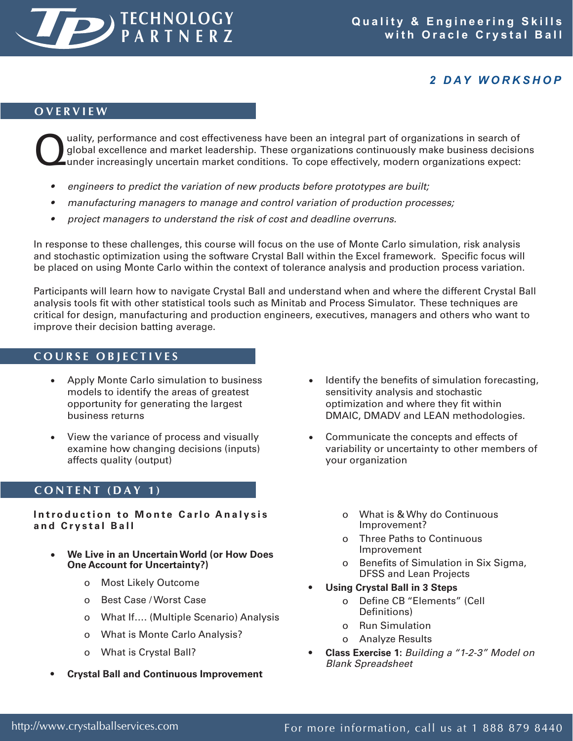# TECHNOLOGY PARTNERZ

## Quality & Engineering Skills with Oracle Crystal Ball

*2 DAY WORKSHOP*

## OVERVIEW

Quality, performance and cost effectiveness have been an integral part of organizations in search of global excellence and market leadership. These organizations continuously make business decisions under increasingly uncertain market conditions. To cope effectively, modern organizations expect:

- *engineers to predict the variation of new products before prototypes are built;*
- *manufacturing managers to manage and control variation of production processes;*
- *project managers to understand the risk of cost and deadline overruns.*

In response to these challenges, this course will focus on the use of Monte Carlo simulation, risk analysis and stochastic optimization using the software Crystal Ball within the Excel framework. Specific focus will be placed on using Monte Carlo within the context of tolerance analysis and production process variation.

Participants will learn how to navigate Crystal Ball and understand when and where the different Crystal Ball analysis tools fit with other statistical tools such as Minitab and Process Simulator. These techniques are critical for design, manufacturing and production engineers, executives, managers and others who want to improve their decision batting average.

## COURSE OBJECTIVES

- Apply Monte Carlo simulation to business models to identify the areas of greatest opportunity for generating the largest business returns
- View the variance of process and visually examine how changing decisions (inputs) affects quality (output)
- Identify the benefits of simulation forecasting, sensitivity analysis and stochastic optimization and where they fit within DMAIC, DMADV and LEAN methodologies.
- Communicate the concepts and effects of variability or uncertainty to other members of your organization

## CONTENT (DAY 1)

### Introduction to Monte Carlo Analysis and Crystal Ball

- **We Live in an Uncertain World (or How Does One Account for Uncertainty?)**
  - Most Likely Outcome
  - Best Case / Worst Case
  - What If…. (Multiple Scenario) Analysis
  - What is Monte Carlo Analysis?
  - What is Crystal Ball?
- **Crystal Ball and Continuous Improvement**
  - What is & Why do Continuous Improvement?
  - Three Paths to Continuous Improvement
  - Benefits of Simulation in Six Sigma, DFSS and Lean Projects
- **Using Crystal Ball in 3 Steps**
  - Define CB "Elements" (Cell Definitions)
  - Run Simulation
  - Analyze Results
- **Class Exercise 1:** *Building a "1-2-3" Model on Blank Spreadsheet*

http://www.crystalballservices.com

For more information, call us at 1 888 879 8440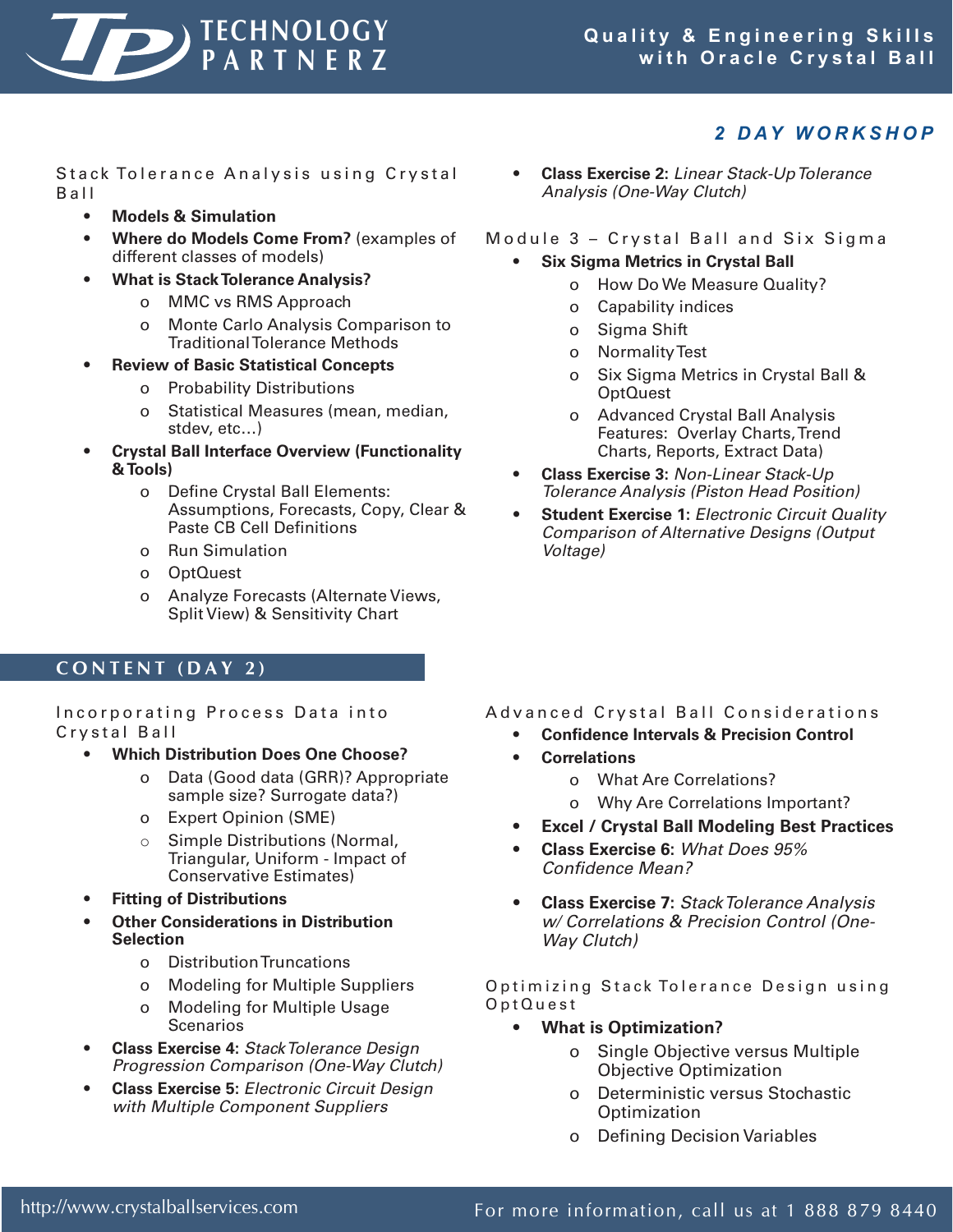## 2 DAY WORKSHOP

### Stack Tolerance Analysis using Crystal Ball

- **Models & Simulation**
- **Where do Models Come From?** (examples of different classes of models)
- **What is Stack Tolerance Analysis?**
  - MMC vs RMS Approach
  - Monte Carlo Analysis Comparison to Traditional Tolerance Methods
- **Review of Basic Statistical Concepts**
  - Probability Distributions
  - Statistical Measures (mean, median, stdev, etc…)
- **Crystal Ball Interface Overview (Functionality & Tools)**
  - Define Crystal Ball Elements: Assumptions, Forecasts, Copy, Clear & Paste CB Cell Definitions
  - Run Simulation
  - OptQuest
  - Analyze Forecasts (Alternate Views, Split View) & Sensitivity Chart
- **Class Exercise 2:** *Linear Stack-Up Tolerance Analysis (One-Way Clutch)*

### Module 3 – Crystal Ball and Six Sigma

- **Six Sigma Metrics in Crystal Ball**
  - How Do We Measure Quality?
  - Capability indices
  - Sigma Shift
  - Normality Test
  - Six Sigma Metrics in Crystal Ball & OptQuest
  - Advanced Crystal Ball Analysis Features: Overlay Charts, Trend Charts, Reports, Extract Data)
- **Class Exercise 3:** *Non-Linear Stack-Up Tolerance Analysis (Piston Head Position)*
- **Student Exercise 1:** *Electronic Circuit Quality Comparison of Alternative Designs (Output Voltage)*

## CONTENT (DAY 2)

### Incorporating Process Data into Crystal Ball

- **Which Distribution Does One Choose?**
  - Data (Good data (GRR)? Appropriate sample size? Surrogate data?)
  - Expert Opinion (SME)
  - Simple Distributions (Normal, Triangular, Uniform - Impact of Conservative Estimates)
- **Fitting of Distributions**
- **Other Considerations in Distribution Selection**
  - Distribution Truncations
  - Modeling for Multiple Suppliers
  - Modeling for Multiple Usage Scenarios
- **Class Exercise 4:** *Stack Tolerance Design Progression Comparison (One-Way Clutch)*
- **Class Exercise 5:** *Electronic Circuit Design with Multiple Component Suppliers*

### Advanced Crystal Ball Considerations

- **Confidence Intervals & Precision Control**
- **Correlations**
  - What Are Correlations?
  - Why Are Correlations Important?
- **Excel / Crystal Ball Modeling Best Practices**
- **Class Exercise 6:** *What Does 95% Confidence Mean?*
- **Class Exercise 7:** *Stack Tolerance Analysis w/ Correlations & Precision Control (One-Way Clutch)*

### Optimizing Stack Tolerance Design using OptQuest

- **What is Optimization?**
  - Single Objective versus Multiple Objective Optimization
  - Deterministic versus Stochastic Optimization
  - Defining Decision Variables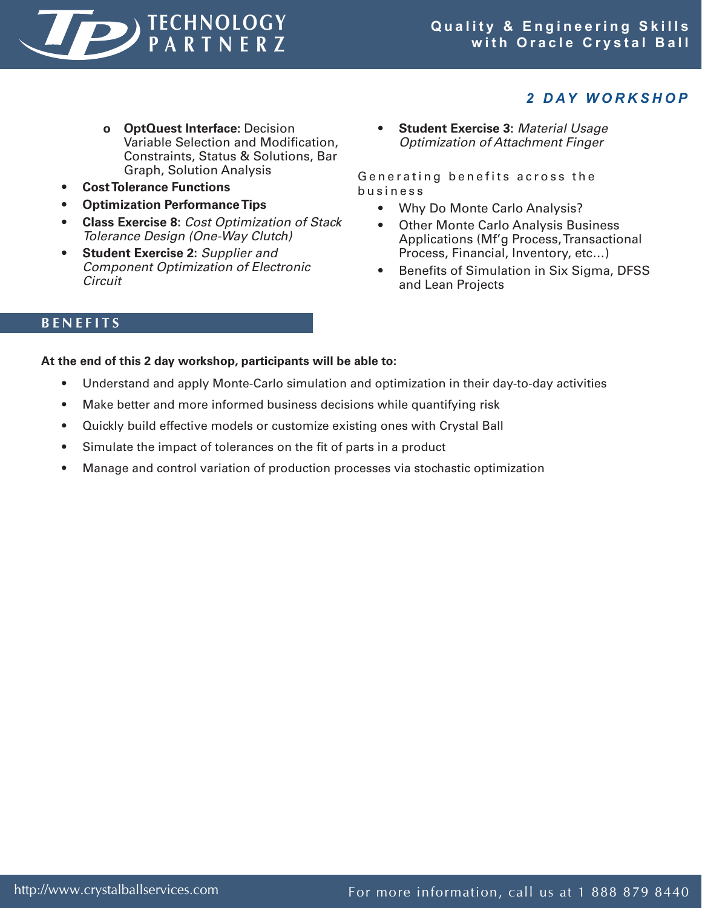## 2 DAY WORKSHOP

- OptQuest Interface: Decision Variable Selection and Modification, Constraints, Status & Solutions, Bar Graph, Solution Analysis
- **Cost Tolerance Functions**
- **Optimization Performance Tips**
- **Class Exercise 8:** *Cost Optimization of Stack Tolerance Design (One-Way Clutch)*
- **Student Exercise 2:** *Supplier and Component Optimization of Electronic Circuit*
- **Student Exercise 3:** *Material Usage Optimization of Attachment Finger*

Generating benefits across the business

- Why Do Monte Carlo Analysis?
- Other Monte Carlo Analysis Business Applications (Mf'g Process, Transactional Process, Financial, Inventory, etc...)
- Benefits of Simulation in Six Sigma, DFSS and Lean Projects

## BENEFITS

**At the end of this 2 day workshop, participants will be able to:**

- Understand and apply Monte-Carlo simulation and optimization in their day-to-day activities
- Make better and more informed business decisions while quantifying risk
- Quickly build effective models or customize existing ones with Crystal Ball
- Simulate the impact of tolerances on the fit of parts in a product
- Manage and control variation of production processes via stochastic optimization